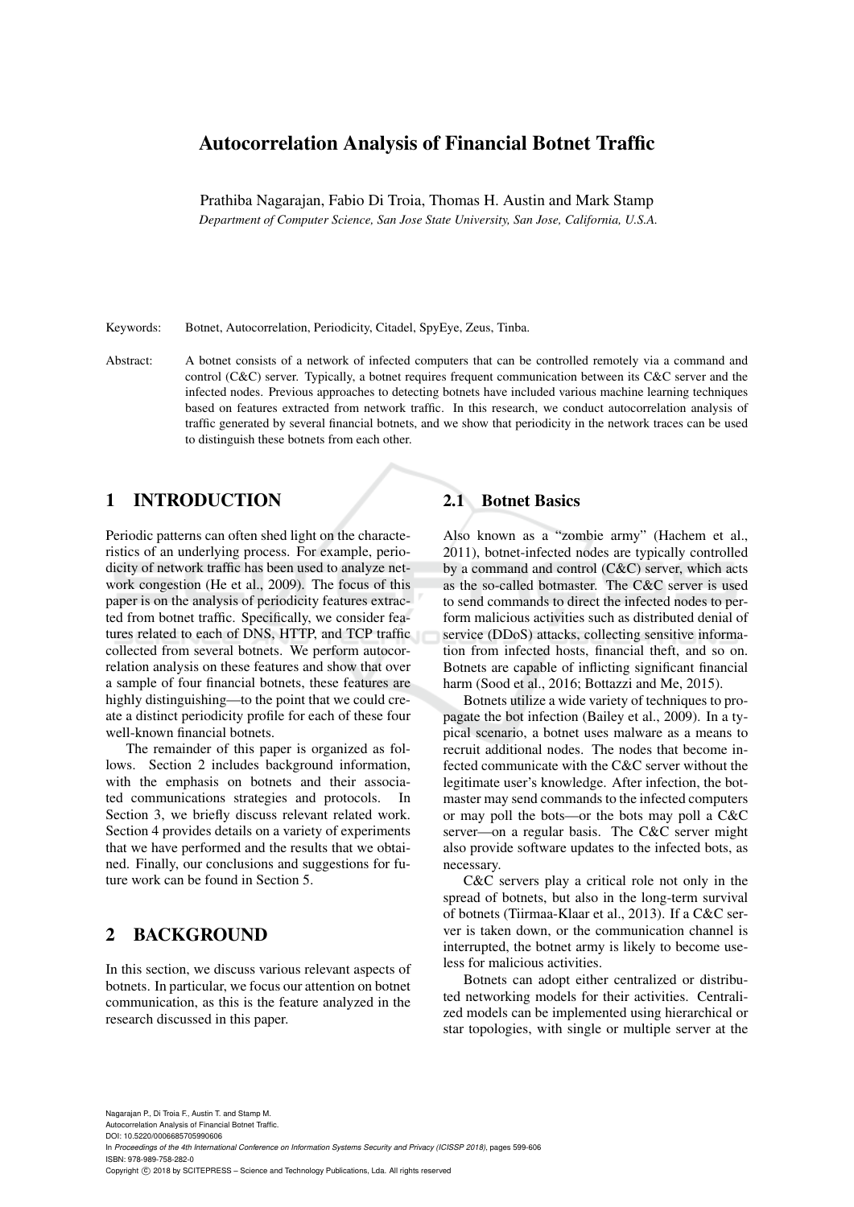# Autocorrelation Analysis of Financial Botnet Traffic

Prathiba Nagarajan, Fabio Di Troia, Thomas H. Austin and Mark Stamp

*Department of Computer Science, San Jose State University, San Jose, California, U.S.A.*

Keywords: Botnet, Autocorrelation, Periodicity, Citadel, SpyEye, Zeus, Tinba.

Abstract: A botnet consists of a network of infected computers that can be controlled remotely via a command and control (C&C) server. Typically, a botnet requires frequent communication between its C&C server and the infected nodes. Previous approaches to detecting botnets have included various machine learning techniques based on features extracted from network traffic. In this research, we conduct autocorrelation analysis of traffic generated by several financial botnets, and we show that periodicity in the network traces can be used to distinguish these botnets from each other.

## 1 INTRODUCTION

Periodic patterns can often shed light on the characteristics of an underlying process. For example, periodicity of network traffic has been used to analyze network congestion (He et al., 2009). The focus of this paper is on the analysis of periodicity features extracted from botnet traffic. Specifically, we consider features related to each of DNS, HTTP, and TCP traffic collected from several botnets. We perform autocorrelation analysis on these features and show that over a sample of four financial botnets, these features are highly distinguishing—to the point that we could create a distinct periodicity profile for each of these four well-known financial botnets.

The remainder of this paper is organized as follows. Section 2 includes background information, with the emphasis on botnets and their associated communications strategies and protocols. In Section 3, we briefly discuss relevant related work. Section 4 provides details on a variety of experiments that we have performed and the results that we obtained. Finally, our conclusions and suggestions for future work can be found in Section 5.

## 2 BACKGROUND

In this section, we discuss various relevant aspects of botnets. In particular, we focus our attention on botnet communication, as this is the feature analyzed in the research discussed in this paper.

### 2.1 Botnet Basics

Also known as a "zombie army" (Hachem et al., 2011), botnet-infected nodes are typically controlled by a command and control (C&C) server, which acts as the so-called botmaster. The C&C server is used to send commands to direct the infected nodes to perform malicious activities such as distributed denial of service (DDoS) attacks, collecting sensitive information from infected hosts, financial theft, and so on. Botnets are capable of inflicting significant financial harm (Sood et al., 2016; Bottazzi and Me, 2015).

Botnets utilize a wide variety of techniques to propagate the bot infection (Bailey et al., 2009). In a typical scenario, a botnet uses malware as a means to recruit additional nodes. The nodes that become infected communicate with the C&C server without the legitimate user's knowledge. After infection, the botmaster may send commands to the infected computers or may poll the bots—or the bots may poll a C&C server—on a regular basis. The C&C server might also provide software updates to the infected bots, as necessary.

C&C servers play a critical role not only in the spread of botnets, but also in the long-term survival of botnets (Tiirmaa-Klaar et al., 2013). If a C&C server is taken down, or the communication channel is interrupted, the botnet army is likely to become useless for malicious activities.

Botnets can adopt either centralized or distributed networking models for their activities. Centralized models can be implemented using hierarchical or star topologies, with single or multiple server at the

Nagarajan P., Di Troia F., Austin T. and Stamp M.
Autocorrelation Analysis of Financial Botnet Traffic.
DOI: 10.5220/0006685705990606
In *Proceedings of the 4th International Conference on Information Systems Security and Privacy (ICISSP 2018)*, pages 599-606
ISBN: 978-989-758-282-0
Copyright © 2018 by SCITEPRESS – Science and Technology Publications, Lda. All rights reserved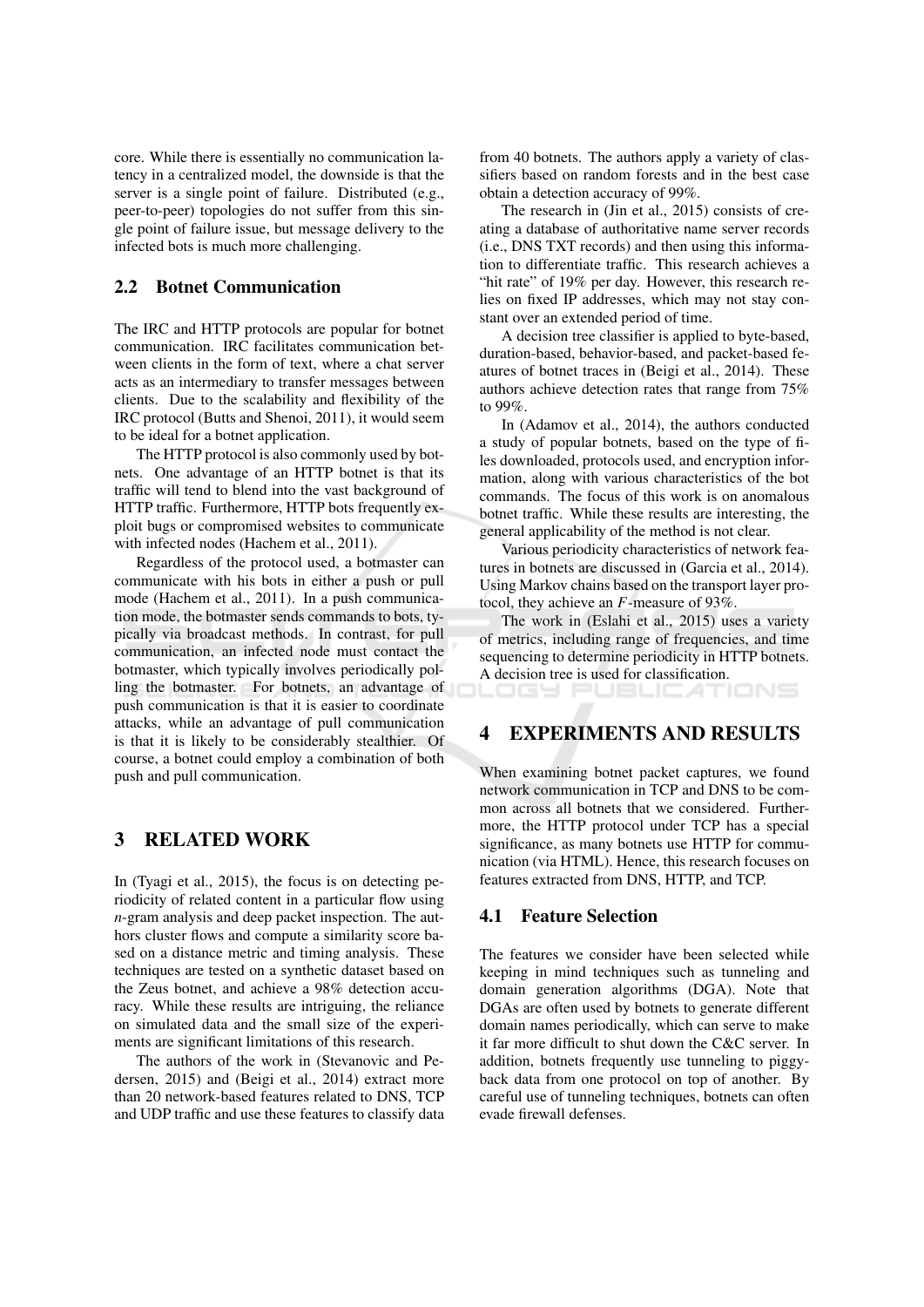core. While there is essentially no communication latency in a centralized model, the downside is that the server is a single point of failure. Distributed (e.g., peer-to-peer) topologies do not suffer from this single point of failure issue, but message delivery to the infected bots is much more challenging.

### 2.2 Botnet Communication

The IRC and HTTP protocols are popular for botnet communication. IRC facilitates communication between clients in the form of text, where a chat server acts as an intermediary to transfer messages between clients. Due to the scalability and flexibility of the IRC protocol (Butts and Shenoi, 2011), it would seem to be ideal for a botnet application.

The HTTP protocol is also commonly used by botnets. One advantage of an HTTP botnet is that its traffic will tend to blend into the vast background of HTTP traffic. Furthermore, HTTP bots frequently exploit bugs or compromised websites to communicate with infected nodes (Hachem et al., 2011).

Regardless of the protocol used, a botmaster can communicate with his bots in either a push or pull mode (Hachem et al., 2011). In a push communication mode, the botmaster sends commands to bots, typically via broadcast methods. In contrast, for pull communication, an infected node must contact the botmaster, which typically involves periodically polling the botmaster. For botnets, an advantage of push communication is that it is easier to coordinate attacks, while an advantage of pull communication is that it is likely to be considerably stealthier. Of course, a botnet could employ a combination of both push and pull communication.

## 3 RELATED WORK

In (Tyagi et al., 2015), the focus is on detecting periodicity of related content in a particular flow using *n*-gram analysis and deep packet inspection. The authors cluster flows and compute a similarity score based on a distance metric and timing analysis. These techniques are tested on a synthetic dataset based on the Zeus botnet, and achieve a 98% detection accuracy. While these results are intriguing, the reliance on simulated data and the small size of the experiments are significant limitations of this research.

The authors of the work in (Stevanovic and Pedersen, 2015) and (Beigi et al., 2014) extract more than 20 network-based features related to DNS, TCP and UDP traffic and use these features to classify data from 40 botnets. The authors apply a variety of classifiers based on random forests and in the best case obtain a detection accuracy of 99%.

The research in (Jin et al., 2015) consists of creating a database of authoritative name server records (i.e., DNS TXT records) and then using this information to differentiate traffic. This research achieves a "hit rate" of 19% per day. However, this research relies on fixed IP addresses, which may not stay constant over an extended period of time.

A decision tree classifier is applied to byte-based, duration-based, behavior-based, and packet-based features of botnet traces in (Beigi et al., 2014). These authors achieve detection rates that range from 75% to 99%.

In (Adamov et al., 2014), the authors conducted a study of popular botnets, based on the type of files downloaded, protocols used, and encryption information, along with various characteristics of the bot commands. The focus of this work is on anomalous botnet traffic. While these results are interesting, the general applicability of the method is not clear.

Various periodicity characteristics of network features in botnets are discussed in (Garcia et al., 2014). Using Markov chains based on the transport layer protocol, they achieve an $F$-measure of 93%.

The work in (Eslahi et al., 2015) uses a variety of metrics, including range of frequencies, and time sequencing to determine periodicity in HTTP botnets. A decision tree is used for classification.

## 4 EXPERIMENTS AND RESULTS

When examining botnet packet captures, we found network communication in TCP and DNS to be common across all botnets that we considered. Furthermore, the HTTP protocol under TCP has a special significance, as many botnets use HTTP for communication (via HTML). Hence, this research focuses on features extracted from DNS, HTTP, and TCP.

### 4.1 Feature Selection

The features we consider have been selected while keeping in mind techniques such as tunneling and domain generation algorithms (DGA). Note that DGAs are often used by botnets to generate different domain names periodically, which can serve to make it far more difficult to shut down the C&C server. In addition, botnets frequently use tunneling to piggyback data from one protocol on top of another. By careful use of tunneling techniques, botnets can often evade firewall defenses.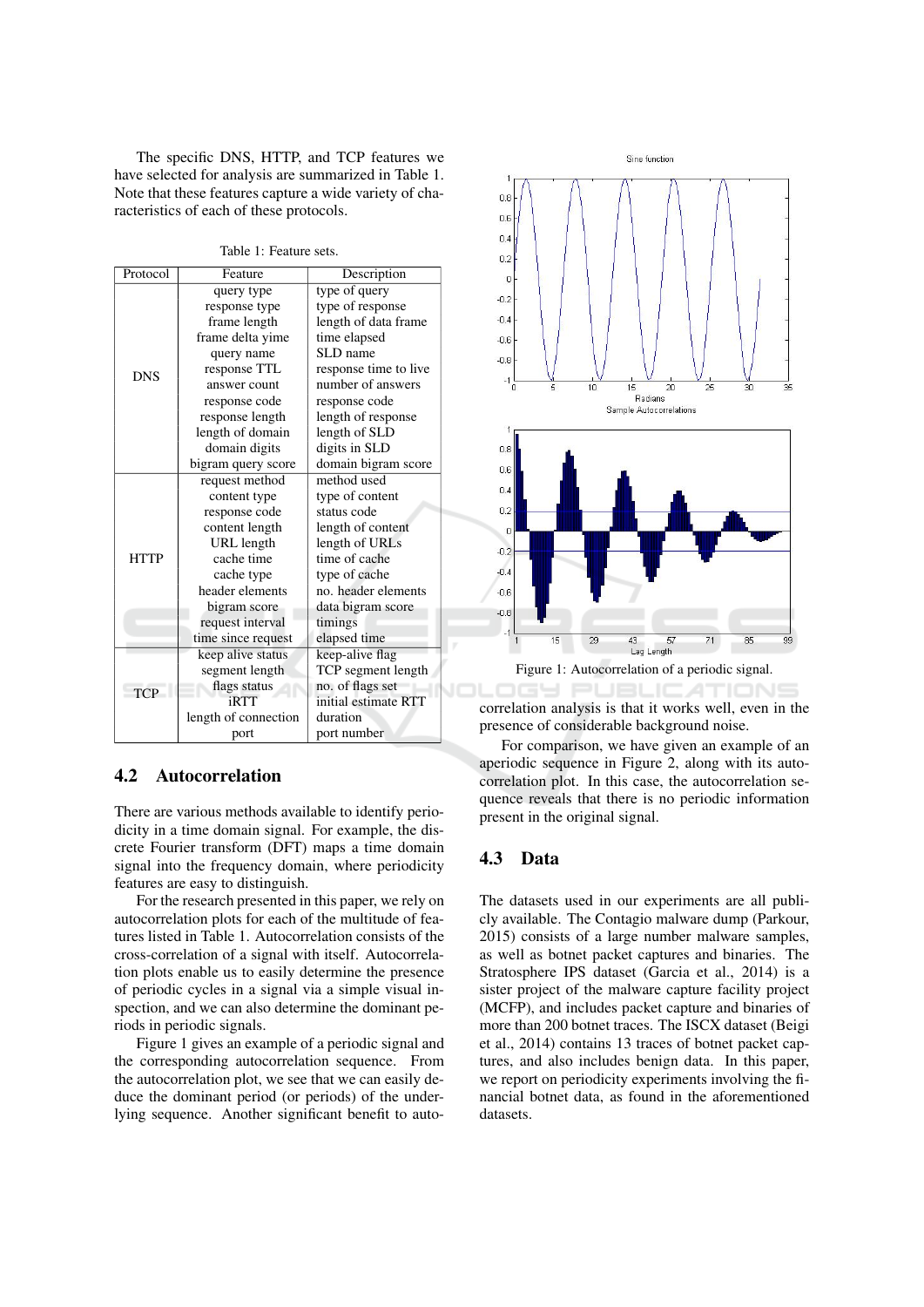The specific DNS, HTTP, and TCP features we have selected for analysis are summarized in Table 1. Note that these features capture a wide variety of characteristics of each of these protocols.

Table 1: Feature sets.

| Protocol | Feature | Description |
|---|---|---|
| DNS | query type | type of query |
| | response type | type of response |
| | frame length | length of data frame |
| | frame delta yime | time elapsed |
| | query name | SLD name |
| | response TTL | response time to live |
| | answer count | number of answers |
| | response code | response code |
| | response length | length of response |
| | length of domain | length of SLD |
| | domain digits | digits in SLD |
| | bigram query score | domain bigram score |
| HTTP | request method | method used |
| | content type | type of content |
| | response code | status code |
| | content length | length of content |
| | URL length | length of URLs |
| | cache time | time of cache |
| | cache type | type of cache |
| | header elements | no. header elements |
| | bigram score | data bigram score |
| | request interval | timings |
| | time since request | elapsed time |
| TCP | keep alive status | keep-alive flag |
| | segment length | TCP segment length |
| | flags status | no. of flags set |
| | iRTT | initial estimate RTT |
| | length of connection | duration |
| | port | port number |

## 4.2 Autocorrelation

There are various methods available to identify periodicity in a time domain signal. For example, the discrete Fourier transform (DFT) maps a time domain signal into the frequency domain, where periodicity features are easy to distinguish.

For the research presented in this paper, we rely on autocorrelation plots for each of the multitude of features listed in Table 1. Autocorrelation consists of the cross-correlation of a signal with itself. Autocorrelation plots enable us to easily determine the presence of periodic cycles in a signal via a simple visual inspection, and we can also determine the dominant periods in periodic signals.

Figure 1 gives an example of a periodic signal and the corresponding autocorrelation sequence. From the autocorrelation plot, we see that we can easily deduce the dominant period (or periods) of the underlying sequence. Another significant benefit to autocorrelation analysis is that it works well, even in the presence of considerable background noise.

Figure 1: Autocorrelation of a periodic signal.

For comparison, we have given an example of an aperiodic sequence in Figure 2, along with its autocorrelation plot. In this case, the autocorrelation sequence reveals that there is no periodic information present in the original signal.

## 4.3 Data

The datasets used in our experiments are all publicly available. The Contagio malware dump (Parkour, 2015) consists of a large number malware samples, as well as botnet packet captures and binaries. The Stratosphere IPS dataset (Garcia et al., 2014) is a sister project of the malware capture facility project (MCFP), and includes packet capture and binaries of more than 200 botnet traces. The ISCX dataset (Beigi et al., 2014) contains 13 traces of botnet packet captures, and also includes benign data. In this paper, we report on periodicity experiments involving the financial botnet data, as found in the aforementioned datasets.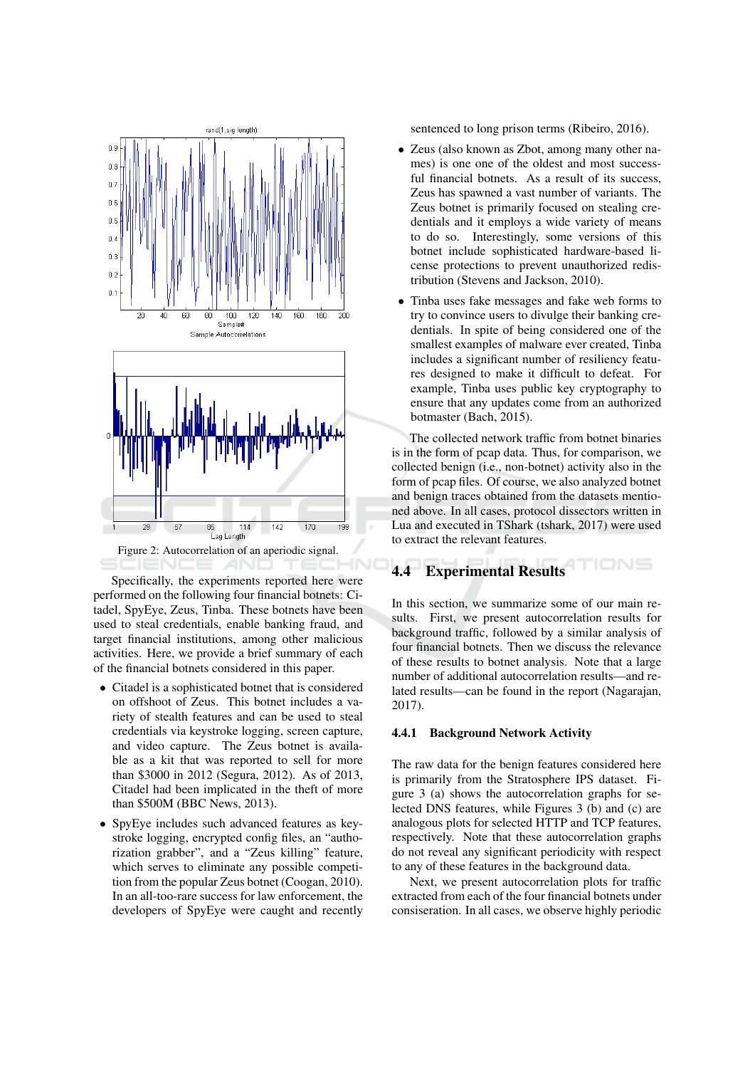Figure 2: Autocorrelation of an aperiodic signal.

Specifically, the experiments reported here were performed on the following four financial botnets: Citadel, SpyEye, Zeus, Tinba. These botnets have been used to steal credentials, enable banking fraud, and target financial institutions, among other malicious activities. Here, we provide a brief summary of each of the financial botnets considered in this paper.

- Citadel is a sophisticated botnet that is considered on offshoot of Zeus. This botnet includes a variety of stealth features and can be used to steal credentials via keystroke logging, screen capture, and video capture. The Zeus botnet is available as a kit that was reported to sell for more than $3000 in 2012 (Segura, 2012). As of 2013, Citadel had been implicated in the theft of more than $500M (BBC News, 2013).
- SpyEye includes such advanced features as keystroke logging, encrypted config files, an "authorization grabber", and a "Zeus killing" feature, which serves to eliminate any possible competition from the popular Zeus botnet (Coogan, 2010). In an all-too-rare success for law enforcement, the developers of SpyEye were caught and recently sentenced to long prison terms (Ribeiro, 2016).
- Zeus (also known as Zbot, among many other names) is one one of the oldest and most successful financial botnets. As a result of its success, Zeus has spawned a vast number of variants. The Zeus botnet is primarily focused on stealing credentials and it employs a wide variety of means to do so. Interestingly, some versions of this botnet include sophisticated hardware-based license protections to prevent unauthorized redistribution (Stevens and Jackson, 2010).
- Tinba uses fake messages and fake web forms to try to convince users to divulge their banking credentials. In spite of being considered one of the smallest examples of malware ever created, Tinba includes a significant number of resiliency features designed to make it difficult to defeat. For example, Tinba uses public key cryptography to ensure that any updates come from an authorized botmaster (Bach, 2015).

The collected network traffic from botnet binaries is in the form of pcap data. Thus, for comparison, we collected benign (i.e., non-botnet) activity also in the form of pcap files. Of course, we also analyzed botnet and benign traces obtained from the datasets mentioned above. In all cases, protocol dissectors written in Lua and executed in TShark (tshark, 2017) were used to extract the relevant features.

## 4.4 Experimental Results

In this section, we summarize some of our main results. First, we present autocorrelation results for background traffic, followed by a similar analysis of four financial botnets. Then we discuss the relevance of these results to botnet analysis. Note that a large number of additional autocorrelation results—and related results—can be found in the report (Nagarajan, 2017).

### 4.4.1 Background Network Activity

The raw data for the benign features considered here is primarily from the Stratosphere IPS dataset. Figure 3 (a) shows the autocorrelation graphs for selected DNS features, while Figures 3 (b) and (c) are analogous plots for selected HTTP and TCP features, respectively. Note that these autocorrelation graphs do not reveal any significant periodicity with respect to any of these features in the background data.

Next, we present autocorrelation plots for traffic extracted from each of the four financial botnets under consiseration. In all cases, we observe highly periodic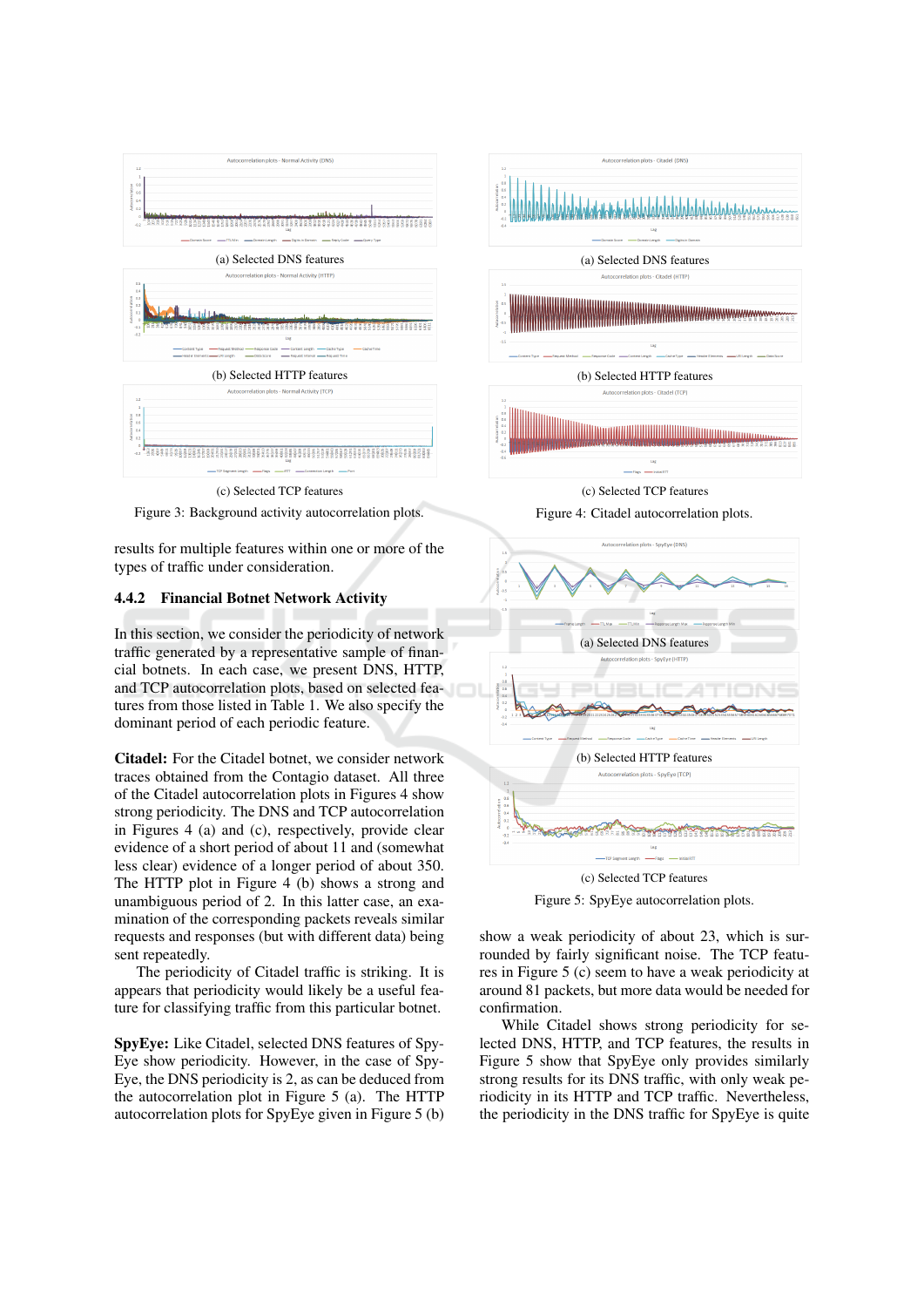(a) Selected DNS features

(b) Selected HTTP features

(c) Selected TCP features

Figure 3: Background activity autocorrelation plots.

(a) Selected DNS features

(b) Selected HTTP features

(c) Selected TCP features

Figure 4: Citadel autocorrelation plots.

results for multiple features within one or more of the types of traffic under consideration.

### 4.4.2 Financial Botnet Network Activity

In this section, we consider the periodicity of network traffic generated by a representative sample of financial botnets. In each case, we present DNS, HTTP, and TCP autocorrelation plots, based on selected features from those listed in Table 1. We also specify the dominant period of each periodic feature.

**Citadel:** For the Citadel botnet, we consider network traces obtained from the Contagio dataset. All three of the Citadel autocorrelation plots in Figures 4 show strong periodicity. The DNS and TCP autocorrelation in Figures 4 (a) and (c), respectively, provide clear evidence of a short period of about 11 and (somewhat less clear) evidence of a longer period of about 350. The HTTP plot in Figure 4 (b) shows a strong and unambiguous period of 2. In this latter case, an examination of the corresponding packets reveals similar requests and responses (but with different data) being sent repeatedly.

The periodicity of Citadel traffic is striking. It is appears that periodicity would likely be a useful feature for classifying traffic from this particular botnet.

**SpyEye:** Like Citadel, selected DNS features of SpyEye show periodicity. However, in the case of SpyEye, the DNS periodicity is 2, as can be deduced from the autocorrelation plot in Figure 5 (a). The HTTP autocorrelation plots for SpyEye given in Figure 5 (b) show a weak periodicity of about 23, which is surrounded by fairly significant noise. The TCP features in Figure 5 (c) seem to have a weak periodicity at around 81 packets, but more data would be needed for confirmation.

(a) Selected DNS features

(b) Selected HTTP features

(c) Selected TCP features

Figure 5: SpyEye autocorrelation plots.

While Citadel shows strong periodicity for selected DNS, HTTP, and TCP features, the results in Figure 5 show that SpyEye only provides similarly strong results for its DNS traffic, with only weak periodicity in its HTTP and TCP traffic. Nevertheless, the periodicity in the DNS traffic for SpyEye is quite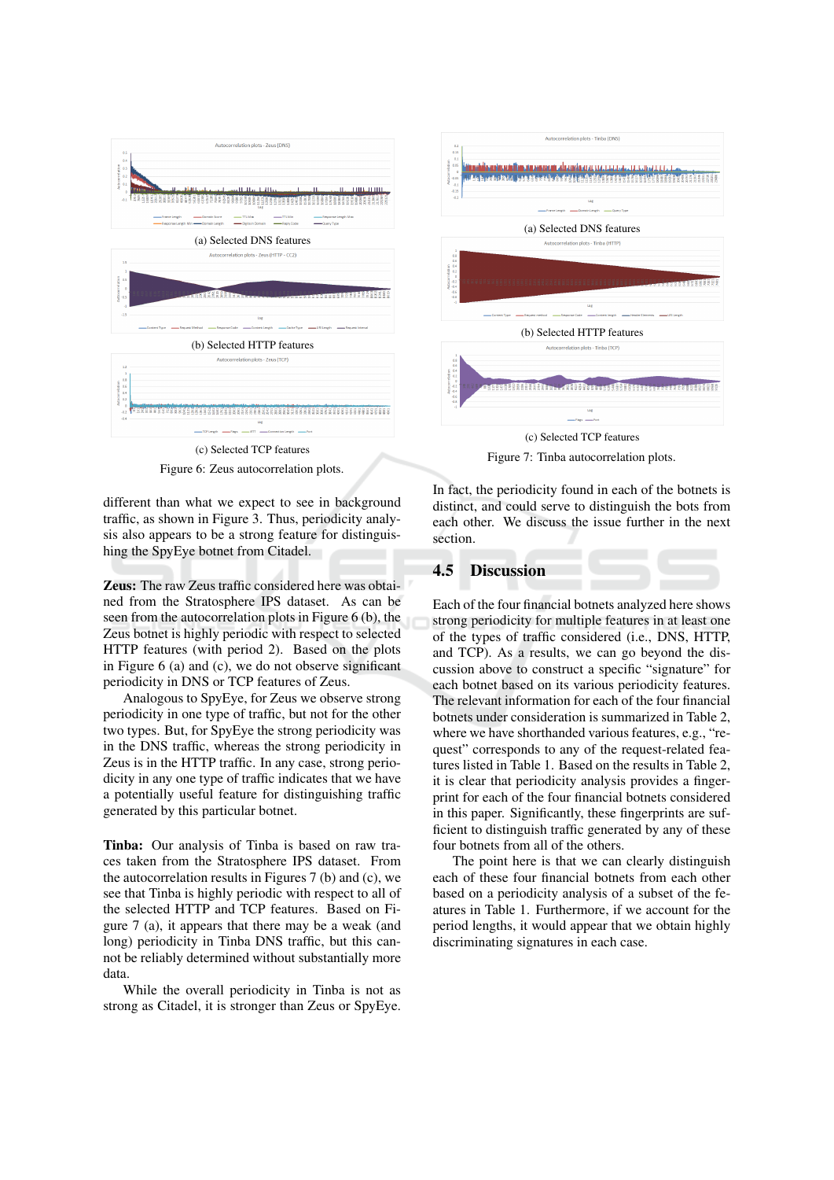(a) Selected DNS features

(b) Selected HTTP features

(c) Selected TCP features

Figure 6: Zeus autocorrelation plots.

(a) Selected DNS features

(b) Selected HTTP features

(c) Selected TCP features

Figure 7: Tinba autocorrelation plots.

different than what we expect to see in background traffic, as shown in Figure 3. Thus, periodicity analysis also appears to be a strong feature for distinguishing the SpyEye botnet from Citadel.

**Zeus:** The raw Zeus traffic considered here was obtained from the Stratosphere IPS dataset. As can be seen from the autocorrelation plots in Figure 6 (b), the Zeus botnet is highly periodic with respect to selected HTTP features (with period 2). Based on the plots in Figure 6 (a) and (c), we do not observe significant periodicity in DNS or TCP features of Zeus.

Analogous to SpyEye, for Zeus we observe strong periodicity in one type of traffic, but not for the other two types. But, for SpyEye the strong periodicity was in the DNS traffic, whereas the strong periodicity in Zeus is in the HTTP traffic. In any case, strong periodicity in any one type of traffic indicates that we have a potentially useful feature for distinguishing traffic generated by this particular botnet.

**Tinba:** Our analysis of Tinba is based on raw traces taken from the Stratosphere IPS dataset. From the autocorrelation results in Figures 7 (b) and (c), we see that Tinba is highly periodic with respect to all of the selected HTTP and TCP features. Based on Figure 7 (a), it appears that there may be a weak (and long) periodicity in Tinba DNS traffic, but this cannot be reliably determined without substantially more data.

While the overall periodicity in Tinba is not as strong as Citadel, it is stronger than Zeus or SpyEye. In fact, the periodicity found in each of the botnets is distinct, and could serve to distinguish the bots from each other. We discuss the issue further in the next section.

## 4.5 Discussion

Each of the four financial botnets analyzed here shows strong periodicity for multiple features in at least one of the types of traffic considered (i.e., DNS, HTTP, and TCP). As a results, we can go beyond the discussion above to construct a specific "signature" for each botnet based on its various periodicity features. The relevant information for each of the four financial botnets under consideration is summarized in Table 2, where we have shorthanded various features, e.g., "request" corresponds to any of the request-related features listed in Table 1. Based on the results in Table 2, it is clear that periodicity analysis provides a fingerprint for each of the four financial botnets considered in this paper. Significantly, these fingerprints are sufficient to distinguish traffic generated by any of these four botnets from all of the others.

The point here is that we can clearly distinguish each of these four financial botnets from each other based on a periodicity analysis of a subset of the features in Table 1. Furthermore, if we account for the period lengths, it would appear that we obtain highly discriminating signatures in each case.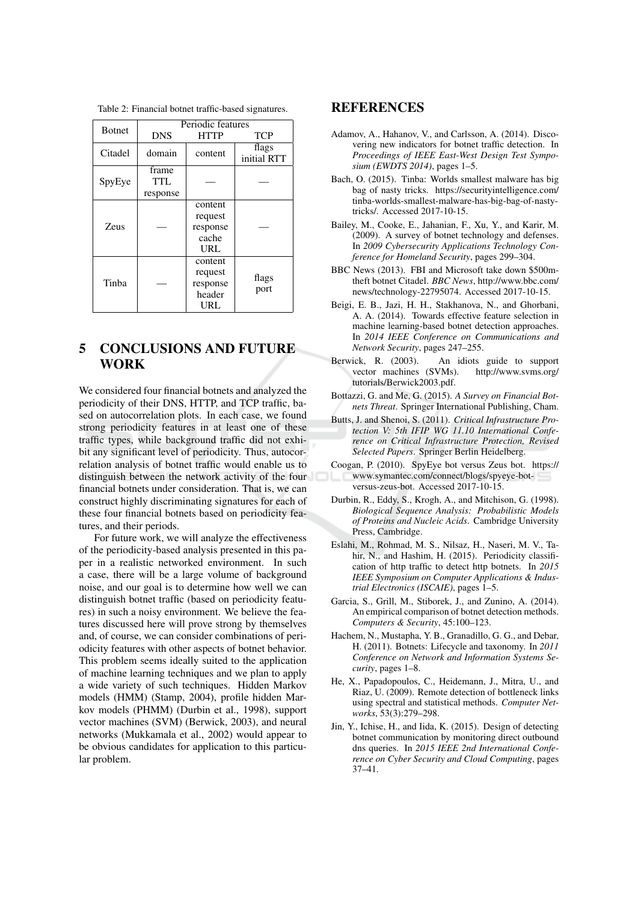Table 2: Financial botnet traffic-based signatures.

| Botnet | Periodic features | | |
|---|---|---|---|
| | DNS | HTTP | TCP |
| Citadel | domain | content | flags initial RTT |
| SpyEye | frame TTL response | — | — |
| Zeus | — | content request response cache URL | — |
| Tinba | — | content request response header URL | flags port |

## 5 CONCLUSIONS AND FUTURE WORK

We considered four financial botnets and analyzed the periodicity of their DNS, HTTP, and TCP traffic, based on autocorrelation plots. In each case, we found strong periodicity features in at least one of these traffic types, while background traffic did not exhibit any significant level of periodicity. Thus, autocorrelation analysis of botnet traffic would enable us to distinguish between the network activity of the four financial botnets under consideration. That is, we can construct highly discriminating signatures for each of these four financial botnets based on periodicity features, and their periods.

For future work, we will analyze the effectiveness of the periodicity-based analysis presented in this paper in a realistic networked environment. In such a case, there will be a large volume of background noise, and our goal is to determine how well we can distinguish botnet traffic (based on periodicity features) in such a noisy environment. We believe the features discussed here will prove strong by themselves and, of course, we can consider combinations of periodicity features with other aspects of botnet behavior. This problem seems ideally suited to the application of machine learning techniques and we plan to apply a wide variety of such techniques. Hidden Markov models (HMM) (Stamp, 2004), profile hidden Markov models (PHMM) (Durbin et al., 1998), support vector machines (SVM) (Berwick, 2003), and neural networks (Mukkamala et al., 2002) would appear to be obvious candidates for application to this particular problem.

## REFERENCES

Adamov, A., Hahanov, V., and Carlsson, A. (2014). Discovering new indicators for botnet traffic detection. In *Proceedings of IEEE East-West Design Test Symposium (EWDTS 2014)*, pages 1–5.

Bach, O. (2015). Tinba: Worlds smallest malware has big bag of nasty tricks. https://securityintelligence.com/tinba-worlds-smallest-malware-has-big-bag-of-nasty-tricks/. Accessed 2017-10-15.

Bailey, M., Cooke, E., Jahanian, F., Xu, Y., and Karir, M. (2009). A survey of botnet technology and defenses. In *2009 Cybersecurity Applications Technology Conference for Homeland Security*, pages 299–304.

BBC News (2013). FBI and Microsoft take down $500m-theft botnet Citadel. *BBC News*, http://www.bbc.com/news/technology-22795074. Accessed 2017-10-15.

Beigi, E. B., Jazi, H. H., Stakhanova, N., and Ghorbani, A. A. (2014). Towards effective feature selection in machine learning-based botnet detection approaches. In *2014 IEEE Conference on Communications and Network Security*, pages 247–255.

Berwick, R. (2003). An idiots guide to support vector machines (SVMs). http://www.svms.org/tutorials/Berwick2003.pdf.

Bottazzi, G. and Me, G. (2015). *A Survey on Financial Botnets Threat*. Springer International Publishing, Cham.

Butts, J. and Shenoi, S. (2011). *Critical Infrastructure Protection V: 5th IFIP WG 11.10 International Conference on Critical Infrastructure Protection, Revised Selected Papers*. Springer Berlin Heidelberg.

Coogan, P. (2010). SpyEye bot versus Zeus bot. https://www.symantec.com/connect/blogs/spyeye-bot-versus-zeus-bot. Accessed 2017-10-15.

Durbin, R., Eddy, S., Krogh, A., and Mitchison, G. (1998). *Biological Sequence Analysis: Probabilistic Models of Proteins and Nucleic Acids*. Cambridge University Press, Cambridge.

Eslahi, M., Rohmad, M. S., Nilsaz, H., Naseri, M. V., Tahir, N., and Hashim, H. (2015). Periodicity classification of http traffic to detect http botnets. In *2015 IEEE Symposium on Computer Applications & Industrial Electronics (ISCAIE)*, pages 1–5.

Garcia, S., Grill, M., Stiborek, J., and Zunino, A. (2014). An empirical comparison of botnet detection methods. *Computers & Security*, 45:100–123.

Hachem, N., Mustapha, Y. B., Granadillo, G. G., and Debar, H. (2011). Botnets: Lifecycle and taxonomy. In *2011 Conference on Network and Information Systems Security*, pages 1–8.

He, X., Papadopoulos, C., Heidemann, J., Mitra, U., and Riaz, U. (2009). Remote detection of bottleneck links using spectral and statistical methods. *Computer Networks*, 53(3):279–298.

Jin, Y., Ichise, H., and Iida, K. (2015). Design of detecting botnet communication by monitoring direct outbound dns queries. In *2015 IEEE 2nd International Conference on Cyber Security and Cloud Computing*, pages 37–41.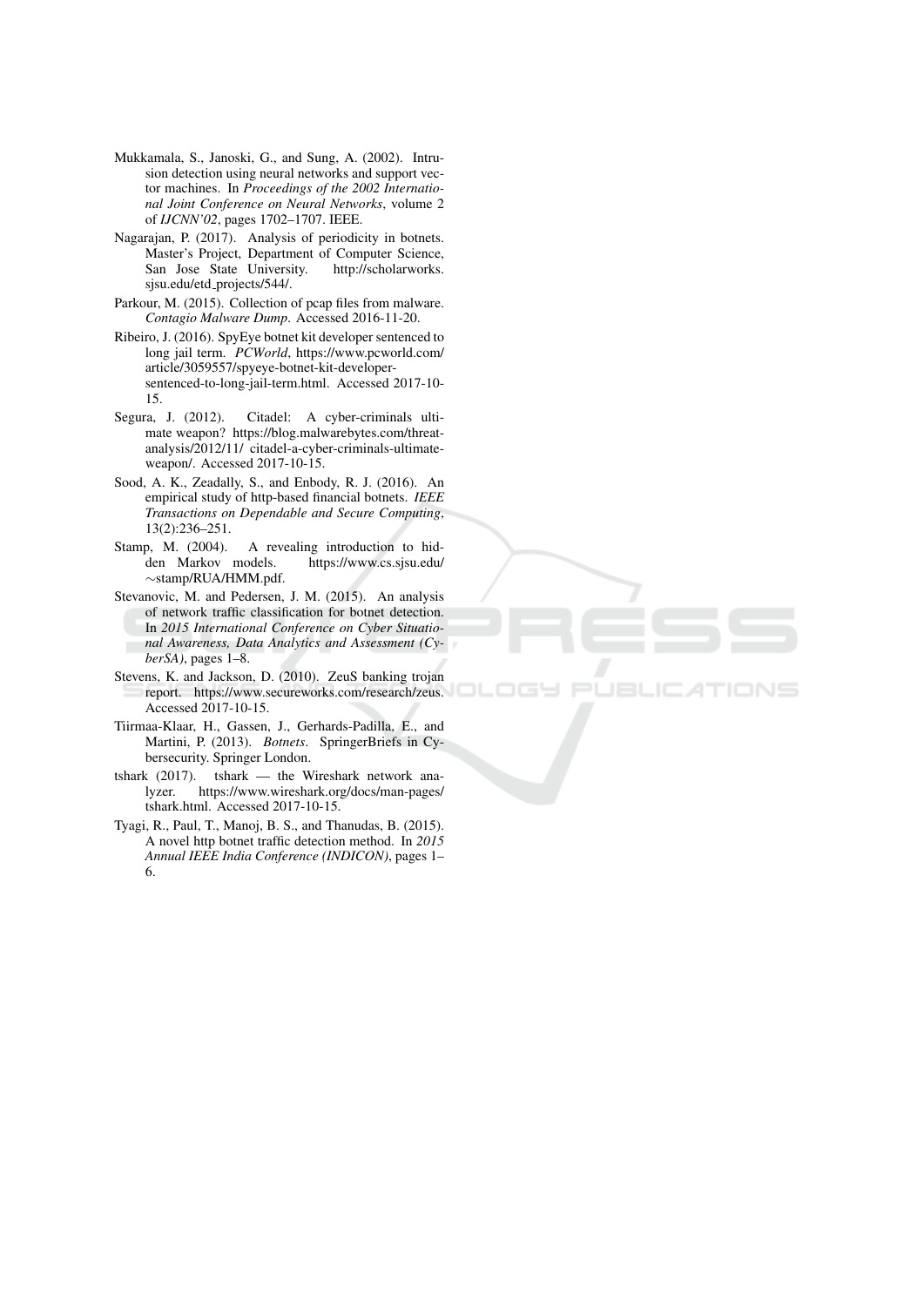Mukkamala, S., Janoski, G., and Sung, A. (2002). Intrusion detection using neural networks and support vector machines. In *Proceedings of the 2002 International Joint Conference on Neural Networks*, volume 2 of *IJCNN'02*, pages 1702–1707. IEEE.

Nagarajan, P. (2017). Analysis of periodicity in botnets. Master's Project, Department of Computer Science, San Jose State University. http://scholarworks.sjsu.edu/etd_projects/544/.

Parkour, M. (2015). Collection of pcap files from malware. *Contagio Malware Dump*. Accessed 2016-11-20.

Ribeiro, J. (2016). SpyEye botnet kit developer sentenced to long jail term. *PCWorld*, https://www.pcworld.com/article/3059557/spyeye-botnet-kit-developer-sentenced-to-long-jail-term.html. Accessed 2017-10-15.

Segura, J. (2012). Citadel: A cyber-criminals ultimate weapon? https://blog.malwarebytes.com/threat-analysis/2012/11/ citadel-a-cyber-criminals-ultimate-weapon/. Accessed 2017-10-15.

Sood, A. K., Zeadally, S., and Enbody, R. J. (2016). An empirical study of http-based financial botnets. *IEEE Transactions on Dependable and Secure Computing*, 13(2):236–251.

Stamp, M. (2004). A revealing introduction to hidden Markov models. https://www.cs.sjsu.edu/~stamp/RUA/HMM.pdf.

Stevanovic, M. and Pedersen, J. M. (2015). An analysis of network traffic classification for botnet detection. In *2015 International Conference on Cyber Situational Awareness, Data Analytics and Assessment (CyberSA)*, pages 1–8.

Stevens, K. and Jackson, D. (2010). ZeuS banking trojan report. https://www.secureworks.com/research/zeus. Accessed 2017-10-15.

Tiirmaa-Klaar, H., Gassen, J., Gerhards-Padilla, E., and Martini, P. (2013). *Botnets*. SpringerBriefs in Cybersecurity. Springer London.

tshark (2017). tshark — the Wireshark network analyzer. https://www.wireshark.org/docs/man-pages/tshark.html. Accessed 2017-10-15.

Tyagi, R., Paul, T., Manoj, B. S., and Thanudas, B. (2015). A novel http botnet traffic detection method. In *2015 Annual IEEE India Conference (INDICON)*, pages 1–6.